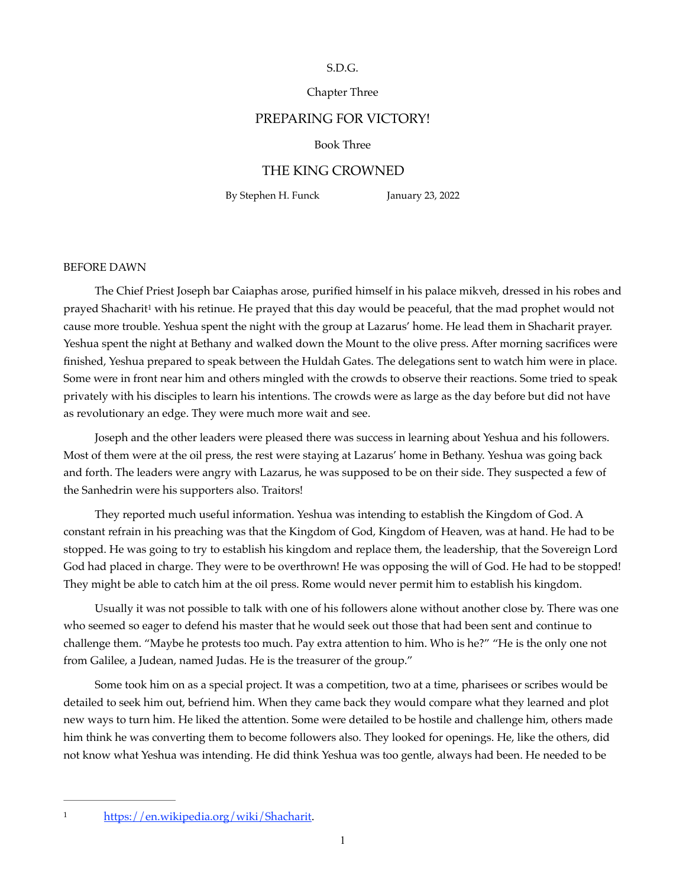S.D.G.

Chapter Three

# PREPARING FOR VICTORY!

Book Three

# THE KING CROWNED

By Stephen H. Funck January 23, 2022

BEFORE DAWN

The Chief Priest Joseph bar Caiaphas arose, purified himself in his palace mikveh, dressed in his robes and prayed Shacharit[1] with his retinue. He prayed that this day would be peaceful, that the mad prophet would not cause more trouble. Yeshua spent the night with the group at Lazarus' home. He lead them in Shacharit prayer. Yeshua spent the night at Bethany and walked down the Mount to the olive press. After morning sacrifices were finished, Yeshua prepared to speak between the Huldah Gates. The delegations sent to watch him were in place. Some were in front near him and others mingled with the crowds to observe their reactions. Some tried to speak privately with his disciples to learn his intentions. The crowds were as large as the day before but did not have as revolutionary an edge. They were much more wait and see.

Joseph and the other leaders were pleased there was success in learning about Yeshua and his followers. Most of them were at the oil press, the rest were staying at Lazarus' home in Bethany. Yeshua was going back and forth. The leaders were angry with Lazarus, he was supposed to be on their side. They suspected a few of the Sanhedrin were his supporters also. Traitors!

They reported much useful information. Yeshua was intending to establish the Kingdom of God. A constant refrain in his preaching was that the Kingdom of God, Kingdom of Heaven, was at hand. He had to be stopped. He was going to try to establish his kingdom and replace them, the leadership, that the Sovereign Lord God had placed in charge. They were to be overthrown! He was opposing the will of God. He had to be stopped! They might be able to catch him at the oil press. Rome would never permit him to establish his kingdom.

Usually it was not possible to talk with one of his followers alone without another close by. There was one who seemed so eager to defend his master that he would seek out those that had been sent and continue to challenge them. "Maybe he protests too much. Pay extra attention to him. Who is he?" "He is the only one not from Galilee, a Judean, named Judas. He is the treasurer of the group."

Some took him on as a special project. It was a competition, two at a time, pharisees or scribes would be detailed to seek him out, befriend him. When they came back they would compare what they learned and plot new ways to turn him. He liked the attention. Some were detailed to be hostile and challenge him, others made him think he was converting them to become followers also. They looked for openings. He, like the others, did not know what Yeshua was intending. He did think Yeshua was too gentle, always had been. He needed to be

[1] https://en.wikipedia.org/wiki/Shacharit.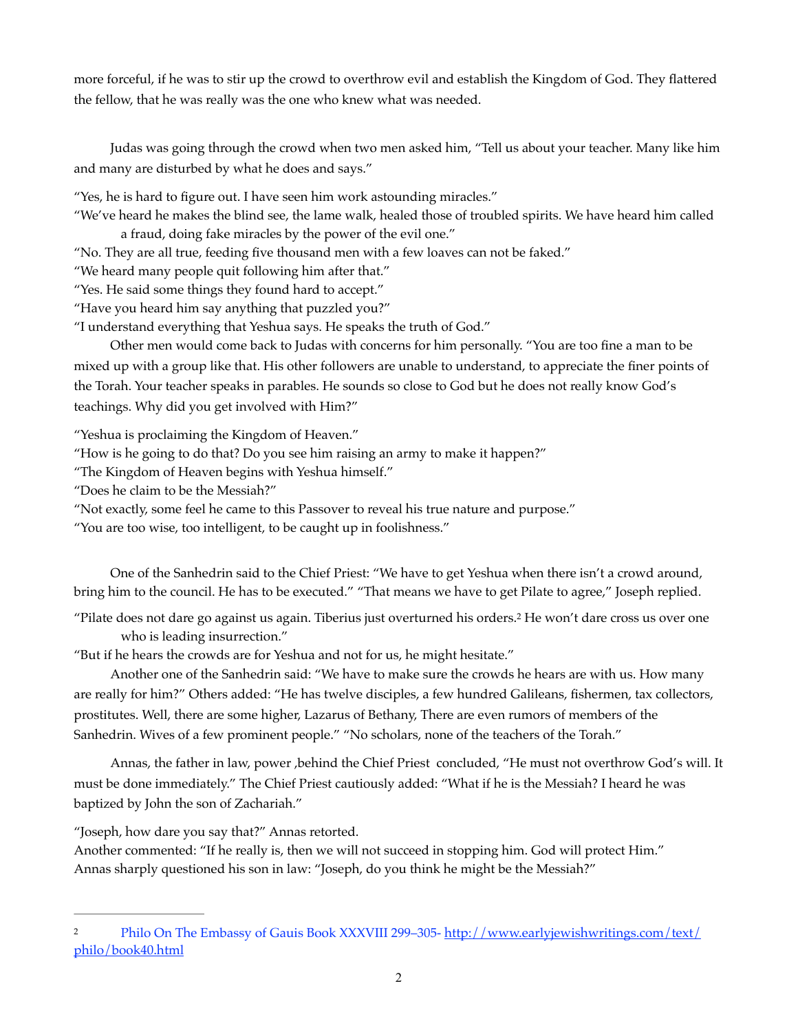more forceful, if he was to stir up the crowd to overthrow evil and establish the Kingdom of God. They flattered the fellow, that he was really was the one who knew what was needed.

Judas was going through the crowd when two men asked him, "Tell us about your teacher. Many like him and many are disturbed by what he does and says."

"Yes, he is hard to figure out. I have seen him work astounding miracles."

"We've heard he makes the blind see, the lame walk, healed those of troubled spirits. We have heard him called a fraud, doing fake miracles by the power of the evil one."

"No. They are all true, feeding five thousand men with a few loaves can not be faked."

"We heard many people quit following him after that."

"Yes. He said some things they found hard to accept."

"Have you heard him say anything that puzzled you?"

"I understand everything that Yeshua says. He speaks the truth of God."

Other men would come back to Judas with concerns for him personally. "You are too fine a man to be mixed up with a group like that. His other followers are unable to understand, to appreciate the finer points of the Torah. Your teacher speaks in parables. He sounds so close to God but he does not really know God's teachings. Why did you get involved with Him?"

"Yeshua is proclaiming the Kingdom of Heaven."

"How is he going to do that? Do you see him raising an army to make it happen?"

"The Kingdom of Heaven begins with Yeshua himself."

"Does he claim to be the Messiah?"

"Not exactly, some feel he came to this Passover to reveal his true nature and purpose."

"You are too wise, too intelligent, to be caught up in foolishness."

One of the Sanhedrin said to the Chief Priest: "We have to get Yeshua when there isn't a crowd around, bring him to the council. He has to be executed." "That means we have to get Pilate to agree," Joseph replied.

"Pilate does not dare go against us again. Tiberius just overturned his orders.[2] He won't dare cross us over one who is leading insurrection."

"But if he hears the crowds are for Yeshua and not for us, he might hesitate."

Another one of the Sanhedrin said: "We have to make sure the crowds he hears are with us. How many are really for him?" Others added: "He has twelve disciples, a few hundred Galileans, fishermen, tax collectors, prostitutes. Well, there are some higher, Lazarus of Bethany, There are even rumors of members of the Sanhedrin. Wives of a few prominent people." "No scholars, none of the teachers of the Torah."

Annas, the father in law, power ,behind the Chief Priest concluded, "He must not overthrow God's will. It must be done immediately." The Chief Priest cautiously added: "What if he is the Messiah? I heard he was baptized by John the son of Zachariah."

"Joseph, how dare you say that?" Annas retorted.

Another commented: "If he really is, then we will not succeed in stopping him. God will protect Him."

Annas sharply questioned his son in law: "Joseph, do you think he might be the Messiah?"

---

[2] Philo On The Embassy of Gauis Book XXXVIII 299–305- http://www.earlyjewishwritings.com/text/philo/book40.html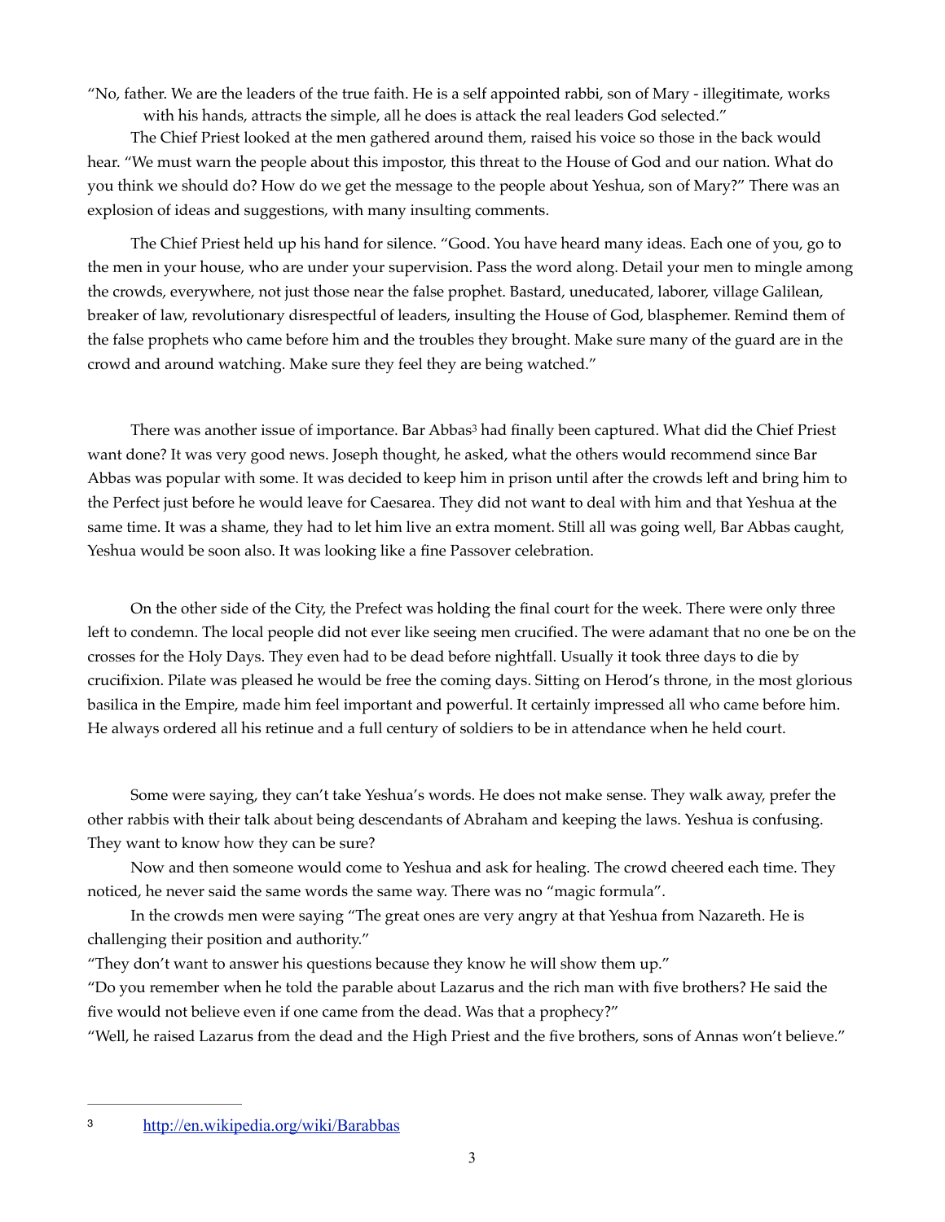"No, father. We are the leaders of the true faith. He is a self appointed rabbi, son of Mary - illegitimate, works with his hands, attracts the simple, all he does is attack the real leaders God selected."

The Chief Priest looked at the men gathered around them, raised his voice so those in the back would hear. "We must warn the people about this impostor, this threat to the House of God and our nation. What do you think we should do? How do we get the message to the people about Yeshua, son of Mary?" There was an explosion of ideas and suggestions, with many insulting comments.

The Chief Priest held up his hand for silence. "Good. You have heard many ideas. Each one of you, go to the men in your house, who are under your supervision. Pass the word along. Detail your men to mingle among the crowds, everywhere, not just those near the false prophet. Bastard, uneducated, laborer, village Galilean, breaker of law, revolutionary disrespectful of leaders, insulting the House of God, blasphemer. Remind them of the false prophets who came before him and the troubles they brought. Make sure many of the guard are in the crowd and around watching. Make sure they feel they are being watched."

There was another issue of importance. Bar Abbas[3] had finally been captured. What did the Chief Priest want done? It was very good news. Joseph thought, he asked, what the others would recommend since Bar Abbas was popular with some. It was decided to keep him in prison until after the crowds left and bring him to the Perfect just before he would leave for Caesarea. They did not want to deal with him and that Yeshua at the same time. It was a shame, they had to let him live an extra moment. Still all was going well, Bar Abbas caught, Yeshua would be soon also. It was looking like a fine Passover celebration.

On the other side of the City, the Prefect was holding the final court for the week. There were only three left to condemn. The local people did not ever like seeing men crucified. The were adamant that no one be on the crosses for the Holy Days. They even had to be dead before nightfall. Usually it took three days to die by crucifixion. Pilate was pleased he would be free the coming days. Sitting on Herod's throne, in the most glorious basilica in the Empire, made him feel important and powerful. It certainly impressed all who came before him. He always ordered all his retinue and a full century of soldiers to be in attendance when he held court.

Some were saying, they can't take Yeshua's words. He does not make sense. They walk away, prefer the other rabbis with their talk about being descendants of Abraham and keeping the laws. Yeshua is confusing. They want to know how they can be sure?

Now and then someone would come to Yeshua and ask for healing. The crowd cheered each time. They noticed, he never said the same words the same way. There was no "magic formula".

In the crowds men were saying "The great ones are very angry at that Yeshua from Nazareth. He is challenging their position and authority."

"They don't want to answer his questions because they know he will show them up."

"Do you remember when he told the parable about Lazarus and the rich man with five brothers? He said the five would not believe even if one came from the dead. Was that a prophecy?"

"Well, he raised Lazarus from the dead and the High Priest and the five brothers, sons of Annas won't believe."

---

[3] http://en.wikipedia.org/wiki/Barabbas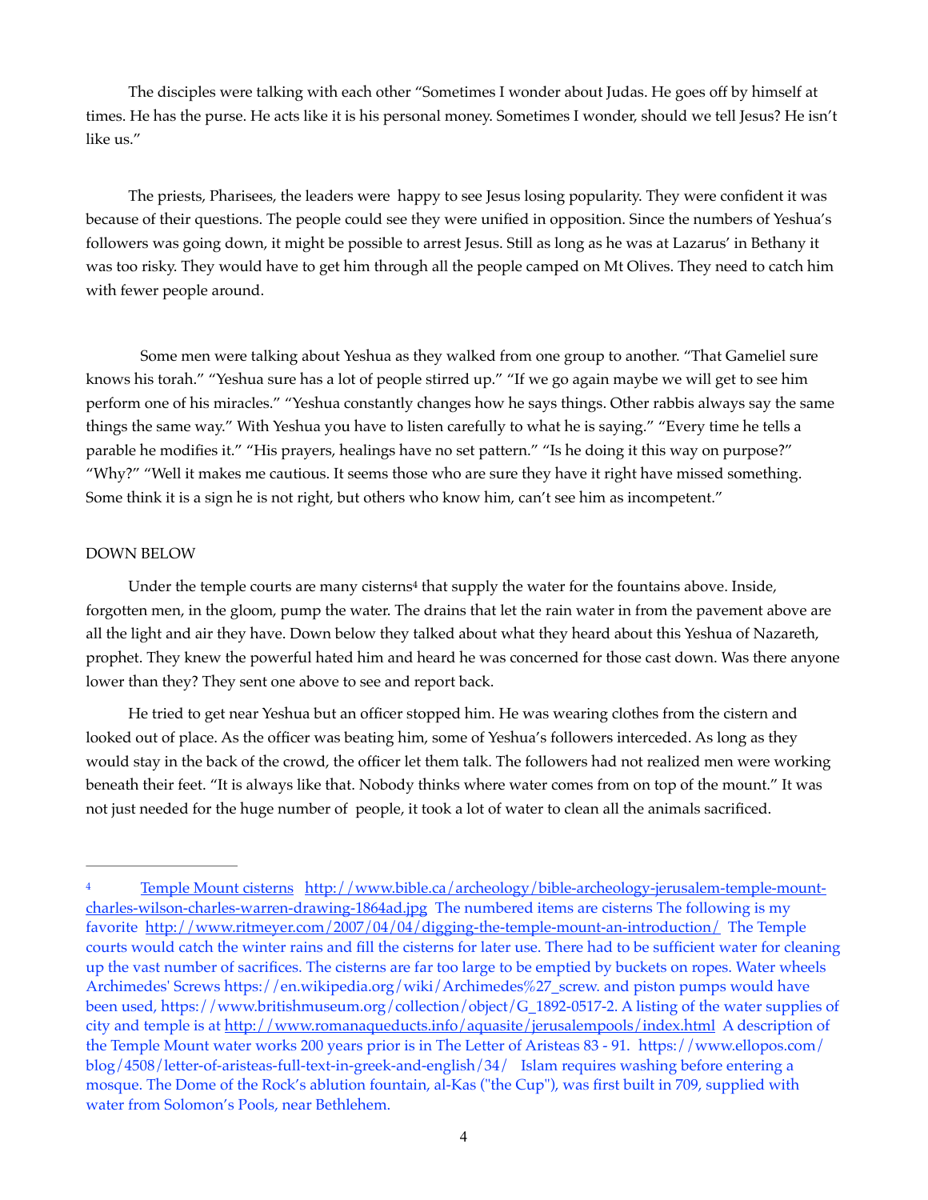The disciples were talking with each other "Sometimes I wonder about Judas. He goes off by himself at times. He has the purse. He acts like it is his personal money. Sometimes I wonder, should we tell Jesus? He isn't like us."

The priests, Pharisees, the leaders were  happy to see Jesus losing popularity. They were confident it was because of their questions. The people could see they were unified in opposition. Since the numbers of Yeshua's followers was going down, it might be possible to arrest Jesus. Still as long as he was at Lazarus' in Bethany it was too risky. They would have to get him through all the people camped on Mt Olives. They need to catch him with fewer people around.

Some men were talking about Yeshua as they walked from one group to another. "That Gameliel sure knows his torah." "Yeshua sure has a lot of people stirred up." "If we go again maybe we will get to see him perform one of his miracles." "Yeshua constantly changes how he says things. Other rabbis always say the same things the same way." With Yeshua you have to listen carefully to what he is saying." "Every time he tells a parable he modifies it." "His prayers, healings have no set pattern." "Is he doing it this way on purpose?" "Why?" "Well it makes me cautious. It seems those who are sure they have it right have missed something. Some think it is a sign he is not right, but others who know him, can't see him as incompetent."

DOWN BELOW

Under the temple courts are many cisterns[4] that supply the water for the fountains above. Inside, forgotten men, in the gloom, pump the water. The drains that let the rain water in from the pavement above are all the light and air they have. Down below they talked about what they heard about this Yeshua of Nazareth, prophet. They knew the powerful hated him and heard he was concerned for those cast down. Was there anyone lower than they? They sent one above to see and report back.

He tried to get near Yeshua but an officer stopped him. He was wearing clothes from the cistern and looked out of place. As the officer was beating him, some of Yeshua's followers interceded. As long as they would stay in the back of the crowd, the officer let them talk. The followers had not realized men were working beneath their feet. "It is always like that. Nobody thinks where water comes from on top of the mount." It was not just needed for the huge number of  people, it took a lot of water to clean all the animals sacrificed.

---

[4] Temple Mount cisterns http://www.bible.ca/archeology/bible-archeology-jerusalem-temple-mount-charles-wilson-charles-warren-drawing-1864ad.jpg The numbered items are cisterns The following is my favorite http://www.ritmeyer.com/2007/04/04/digging-the-temple-mount-an-introduction/ The Temple courts would catch the winter rains and fill the cisterns for later use. There had to be sufficient water for cleaning up the vast number of sacrifices. The cisterns are far too large to be emptied by buckets on ropes. Water wheels Archimedes' Screws https://en.wikipedia.org/wiki/Archimedes%27_screw. and piston pumps would have been used, https://www.britishmuseum.org/collection/object/G_1892-0517-2. A listing of the water supplies of city and temple is at http://www.romanaqueducts.info/aquasite/jerusalempools/index.html A description of the Temple Mount water works 200 years prior is in The Letter of Aristeas 83 - 91. https://www.ellopos.com/blog/4508/letter-of-aristeas-full-text-in-greek-and-english/34/ Islam requires washing before entering a mosque. The Dome of the Rock's ablution fountain, al-Kas ("the Cup"), was first built in 709, supplied with water from Solomon's Pools, near Bethlehem.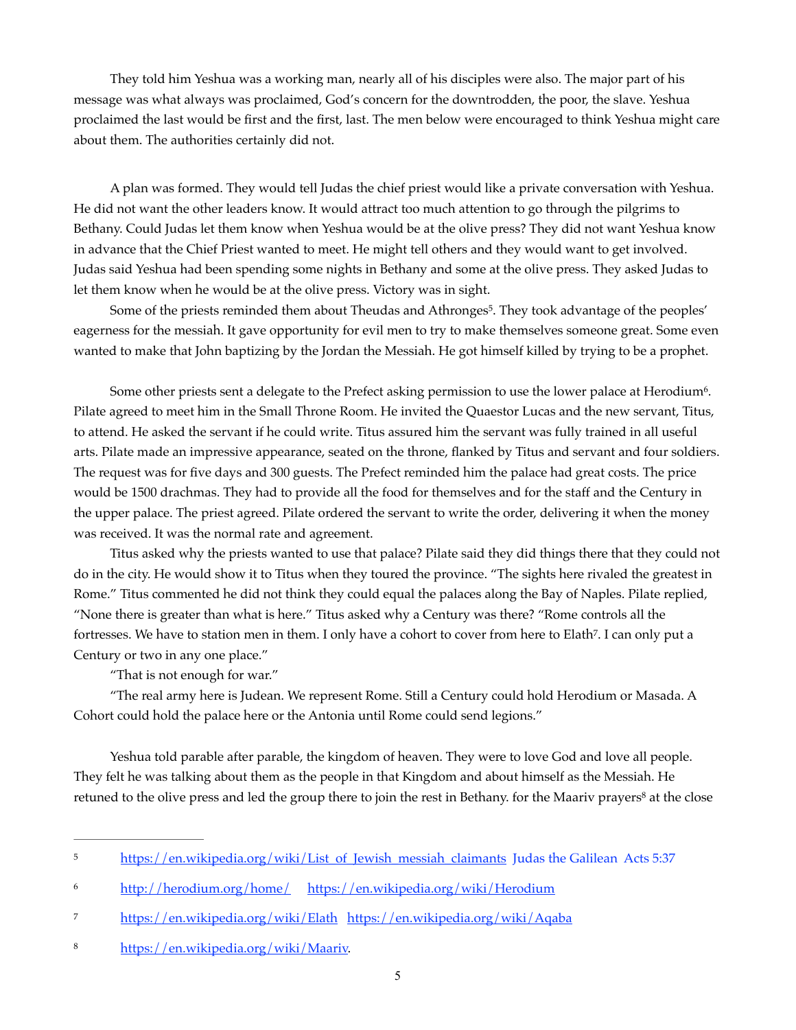They told him Yeshua was a working man, nearly all of his disciples were also. The major part of his message was what always was proclaimed, God's concern for the downtrodden, the poor, the slave. Yeshua proclaimed the last would be first and the first, last. The men below were encouraged to think Yeshua might care about them. The authorities certainly did not.

A plan was formed. They would tell Judas the chief priest would like a private conversation with Yeshua. He did not want the other leaders know. It would attract too much attention to go through the pilgrims to Bethany. Could Judas let them know when Yeshua would be at the olive press? They did not want Yeshua know in advance that the Chief Priest wanted to meet. He might tell others and they would want to get involved. Judas said Yeshua had been spending some nights in Bethany and some at the olive press. They asked Judas to let them know when he would be at the olive press. Victory was in sight.

Some of the priests reminded them about Theudas and Athronges[5]. They took advantage of the peoples' eagerness for the messiah. It gave opportunity for evil men to try to make themselves someone great. Some even wanted to make that John baptizing by the Jordan the Messiah. He got himself killed by trying to be a prophet.

Some other priests sent a delegate to the Prefect asking permission to use the lower palace at Herodium[6]. Pilate agreed to meet him in the Small Throne Room. He invited the Quaestor Lucas and the new servant, Titus, to attend. He asked the servant if he could write. Titus assured him the servant was fully trained in all useful arts. Pilate made an impressive appearance, seated on the throne, flanked by Titus and servant and four soldiers. The request was for five days and 300 guests. The Prefect reminded him the palace had great costs. The price would be 1500 drachmas. They had to provide all the food for themselves and for the staff and the Century in the upper palace. The priest agreed. Pilate ordered the servant to write the order, delivering it when the money was received. It was the normal rate and agreement.

Titus asked why the priests wanted to use that palace? Pilate said they did things there that they could not do in the city. He would show it to Titus when they toured the province. "The sights here rivaled the greatest in Rome." Titus commented he did not think they could equal the palaces along the Bay of Naples. Pilate replied, "None there is greater than what is here." Titus asked why a Century was there? "Rome controls all the fortresses. We have to station men in them. I only have a cohort to cover from here to Elath[7]. I can only put a Century or two in any one place."

"That is not enough for war."

"The real army here is Judean. We represent Rome. Still a Century could hold Herodium or Masada. A Cohort could hold the palace here or the Antonia until Rome could send legions."

Yeshua told parable after parable, the kingdom of heaven. They were to love God and love all people. They felt he was talking about them as the people in that Kingdom and about himself as the Messiah. He retuned to the olive press and led the group there to join the rest in Bethany. for the Maariv prayers[8] at the close

---

[5] https://en.wikipedia.org/wiki/List_of_Jewish_messiah_claimants Judas the Galilean Acts 5:37

[6] http://herodium.org/home/ https://en.wikipedia.org/wiki/Herodium

[7] https://en.wikipedia.org/wiki/Elath https://en.wikipedia.org/wiki/Aqaba

[8] https://en.wikipedia.org/wiki/Maariv.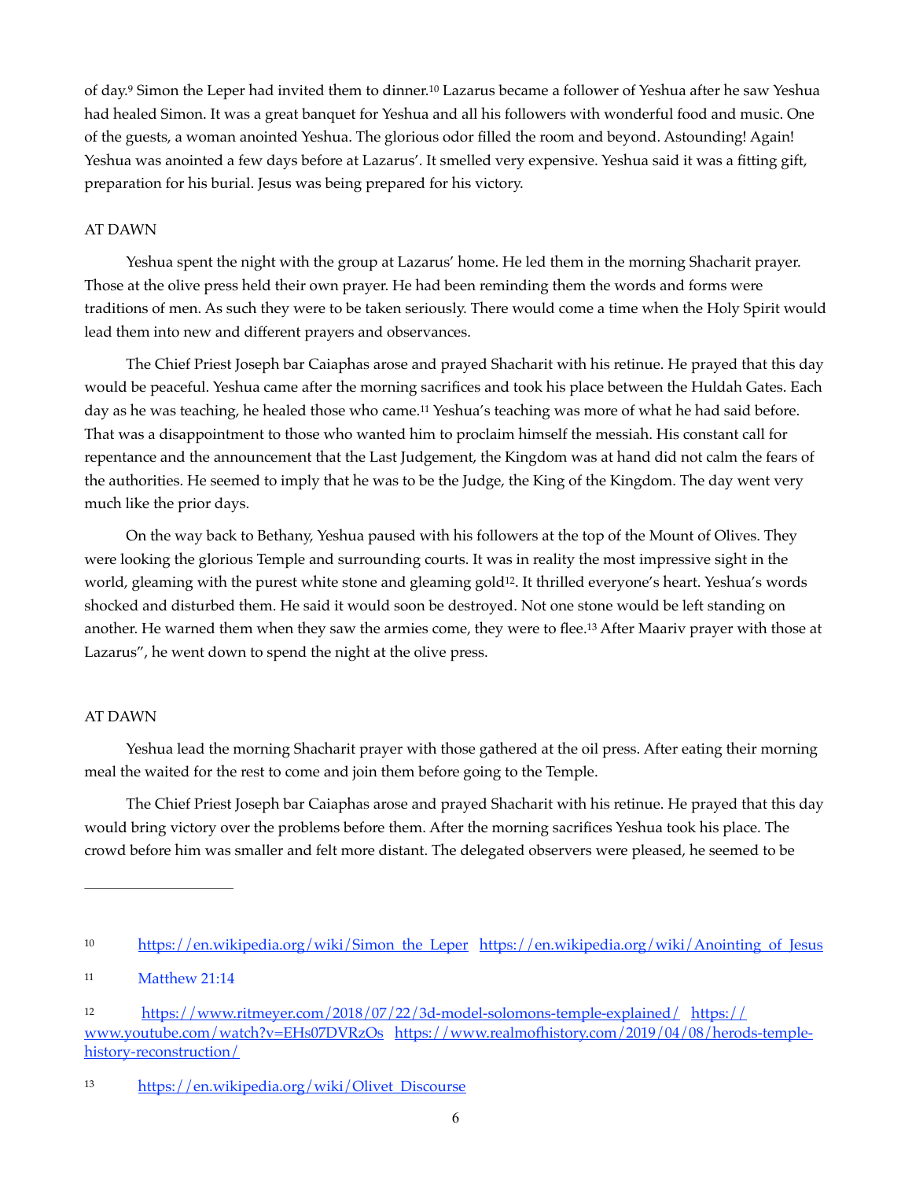of day.[9] Simon the Leper had invited them to dinner.[10] Lazarus became a follower of Yeshua after he saw Yeshua had healed Simon. It was a great banquet for Yeshua and all his followers with wonderful food and music. One of the guests, a woman anointed Yeshua. The glorious odor filled the room and beyond. Astounding! Again! Yeshua was anointed a few days before at Lazarus'. It smelled very expensive. Yeshua said it was a fitting gift, preparation for his burial. Jesus was being prepared for his victory.

AT DAWN

Yeshua spent the night with the group at Lazarus' home. He led them in the morning Shacharit prayer. Those at the olive press held their own prayer. He had been reminding them the words and forms were traditions of men. As such they were to be taken seriously. There would come a time when the Holy Spirit would lead them into new and different prayers and observances.

The Chief Priest Joseph bar Caiaphas arose and prayed Shacharit with his retinue. He prayed that this day would be peaceful. Yeshua came after the morning sacrifices and took his place between the Huldah Gates. Each day as he was teaching, he healed those who came.[11] Yeshua's teaching was more of what he had said before. That was a disappointment to those who wanted him to proclaim himself the messiah. His constant call for repentance and the announcement that the Last Judgement, the Kingdom was at hand did not calm the fears of the authorities. He seemed to imply that he was to be the Judge, the King of the Kingdom. The day went very much like the prior days.

On the way back to Bethany, Yeshua paused with his followers at the top of the Mount of Olives. They were looking the glorious Temple and surrounding courts. It was in reality the most impressive sight in the world, gleaming with the purest white stone and gleaming gold[12]. It thrilled everyone's heart. Yeshua's words shocked and disturbed them. He said it would soon be destroyed. Not one stone would be left standing on another. He warned them when they saw the armies come, they were to flee.[13] After Maariv prayer with those at Lazarus", he went down to spend the night at the olive press.

AT DAWN

Yeshua lead the morning Shacharit prayer with those gathered at the oil press. After eating their morning meal the waited for the rest to come and join them before going to the Temple.

The Chief Priest Joseph bar Caiaphas arose and prayed Shacharit with his retinue. He prayed that this day would bring victory over the problems before them. After the morning sacrifices Yeshua took his place. The crowd before him was smaller and felt more distant. The delegated observers were pleased, he seemed to be

---

[10] https://en.wikipedia.org/wiki/Simon_the_Leper https://en.wikipedia.org/wiki/Anointing_of_Jesus

[11] Matthew 21:14

[12] https://www.ritmeyer.com/2018/07/22/3d-model-solomons-temple-explained/ https://www.youtube.com/watch?v=EHs07DVRzOs https://www.realmofhistory.com/2019/04/08/herods-temple-history-reconstruction/

[13] https://en.wikipedia.org/wiki/Olivet_Discourse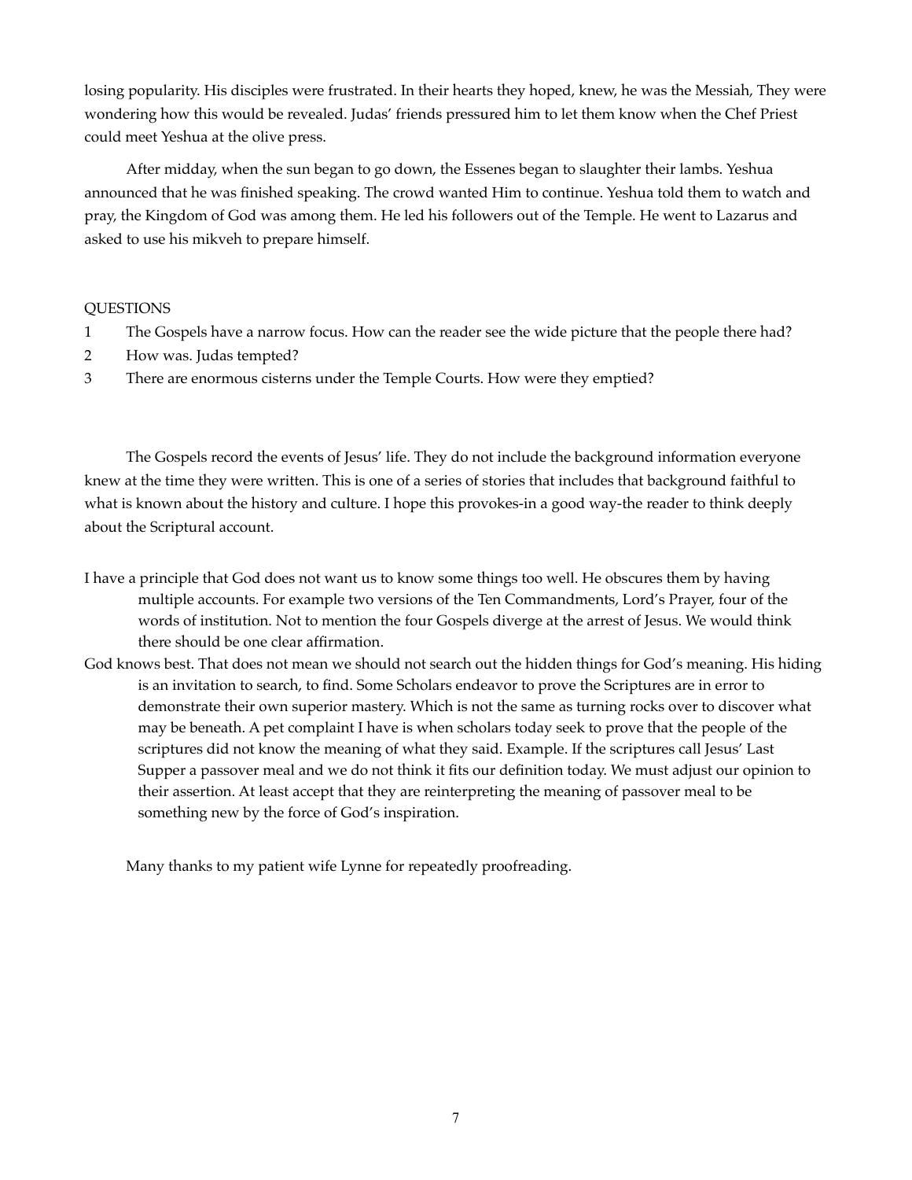losing popularity. His disciples were frustrated. In their hearts they hoped, knew, he was the Messiah, They were wondering how this would be revealed. Judas' friends pressured him to let them know when the Chef Priest could meet Yeshua at the olive press.

After midday, when the sun began to go down, the Essenes began to slaughter their lambs. Yeshua announced that he was finished speaking. The crowd wanted Him to continue. Yeshua told them to watch and pray, the Kingdom of God was among them. He led his followers out of the Temple. He went to Lazarus and asked to use his mikveh to prepare himself.

QUESTIONS

1. The Gospels have a narrow focus. How can the reader see the wide picture that the people there had?
2. How was. Judas tempted?
3. There are enormous cisterns under the Temple Courts. How were they emptied?

The Gospels record the events of Jesus' life. They do not include the background information everyone knew at the time they were written. This is one of a series of stories that includes that background faithful to what is known about the history and culture. I hope this provokes-in a good way-the reader to think deeply about the Scriptural account.

I have a principle that God does not want us to know some things too well. He obscures them by having multiple accounts. For example two versions of the Ten Commandments, Lord's Prayer, four of the words of institution. Not to mention the four Gospels diverge at the arrest of Jesus. We would think there should be one clear affirmation.

God knows best. That does not mean we should not search out the hidden things for God's meaning. His hiding is an invitation to search, to find. Some Scholars endeavor to prove the Scriptures are in error to demonstrate their own superior mastery. Which is not the same as turning rocks over to discover what may be beneath. A pet complaint I have is when scholars today seek to prove that the people of the scriptures did not know the meaning of what they said. Example. If the scriptures call Jesus' Last Supper a passover meal and we do not think it fits our definition today. We must adjust our opinion to their assertion. At least accept that they are reinterpreting the meaning of passover meal to be something new by the force of God's inspiration.

Many thanks to my patient wife Lynne for repeatedly proofreading.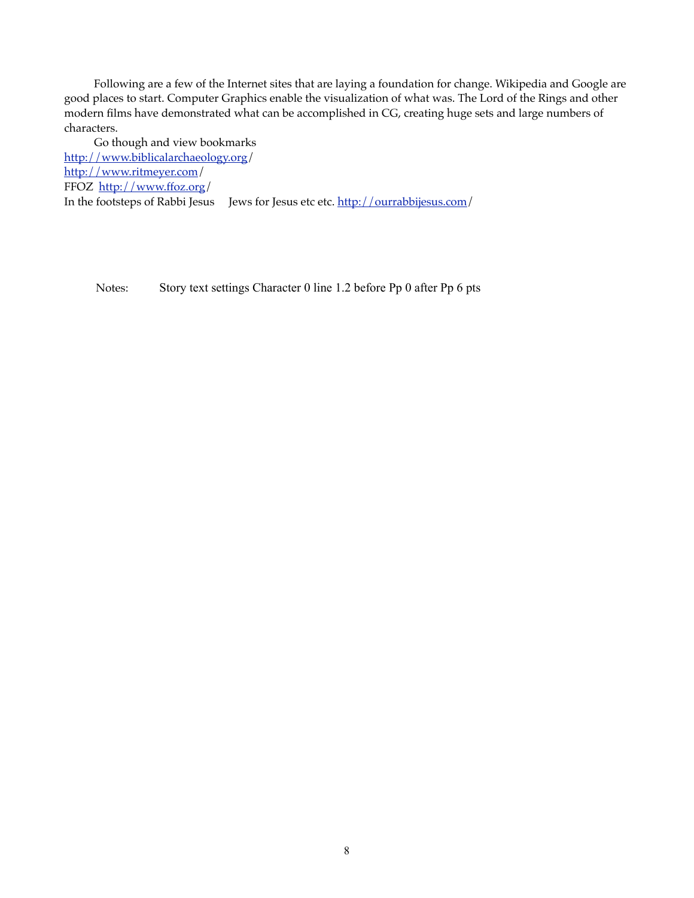Following are a few of the Internet sites that are laying a foundation for change. Wikipedia and Google are good places to start. Computer Graphics enable the visualization of what was. The Lord of the Rings and other modern films have demonstrated what can be accomplished in CG, creating huge sets and large numbers of characters.

Go though and view bookmarks

http://www.biblicalarchaeology.org/

http://www.ritmeyer.com/

FFOZ http://www.ffoz.org/

In the footsteps of Rabbi Jesus Jews for Jesus etc etc. http://ourrabbijesus.com/

Notes: Story text settings Character 0 line 1.2 before Pp 0 after Pp 6 pts